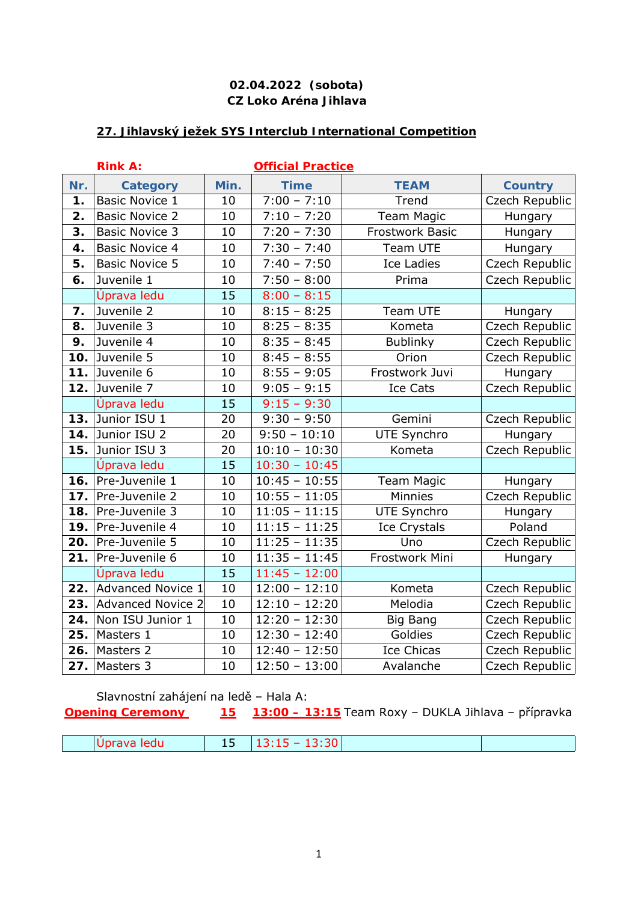**02.04.2022 (sobota)**
**CZ Loko Aréna Jihlava**

## 27. Jihlavský ježek SYS Interclub International Competition

**Rink A:** **Official Practice**

| Nr. | Category | Min. | Time | TEAM | Country |
|---|---|---|---|---|---|
| **1.** | Basic Novice 1 | 10 | 7:00 – 7:10 | Trend | Czech Republic |
| **2.** | Basic Novice 2 | 10 | 7:10 – 7:20 | Team Magic | Hungary |
| **3.** | Basic Novice 3 | 10 | 7:20 – 7:30 | Frostwork Basic | Hungary |
| **4.** | Basic Novice 4 | 10 | 7:30 – 7:40 | Team UTE | Hungary |
| **5.** | Basic Novice 5 | 10 | 7:40 – 7:50 | Ice Ladies | Czech Republic |
| **6.** | Juvenile 1 | 10 | 7:50 – 8:00 | Prima | Czech Republic |
| | Úprava ledu | 15 | 8:00 – 8:15 | | |
| **7.** | Juvenile 2 | 10 | 8:15 – 8:25 | Team UTE | Hungary |
| **8.** | Juvenile 3 | 10 | 8:25 – 8:35 | Kometa | Czech Republic |
| **9.** | Juvenile 4 | 10 | 8:35 – 8:45 | Bublinky | Czech Republic |
| **10.** | Juvenile 5 | 10 | 8:45 – 8:55 | Orion | Czech Republic |
| **11.** | Juvenile 6 | 10 | 8:55 – 9:05 | Frostwork Juvi | Hungary |
| **12.** | Juvenile 7 | 10 | 9:05 – 9:15 | Ice Cats | Czech Republic |
| | Úprava ledu | 15 | 9:15 – 9:30 | | |
| **13.** | Junior ISU 1 | 20 | 9:30 – 9:50 | Gemini | Czech Republic |
| **14.** | Junior ISU 2 | 20 | 9:50 – 10:10 | UTE Synchro | Hungary |
| **15.** | Junior ISU 3 | 20 | 10:10 – 10:30 | Kometa | Czech Republic |
| | Úprava ledu | 15 | 10:30 – 10:45 | | |
| **16.** | Pre-Juvenile 1 | 10 | 10:45 – 10:55 | Team Magic | Hungary |
| **17.** | Pre-Juvenile 2 | 10 | 10:55 – 11:05 | Minnies | Czech Republic |
| **18.** | Pre-Juvenile 3 | 10 | 11:05 – 11:15 | UTE Synchro | Hungary |
| **19.** | Pre-Juvenile 4 | 10 | 11:15 – 11:25 | Ice Crystals | Poland |
| **20.** | Pre-Juvenile 5 | 10 | 11:25 – 11:35 | Uno | Czech Republic |
| **21.** | Pre-Juvenile 6 | 10 | 11:35 – 11:45 | Frostwork Mini | Hungary |
| | Úprava ledu | 15 | 11:45 – 12:00 | | |
| **22.** | Advanced Novice 1 | 10 | 12:00 – 12:10 | Kometa | Czech Republic |
| **23.** | Advanced Novice 2 | 10 | 12:10 – 12:20 | Melodia | Czech Republic |
| **24.** | Non ISU Junior 1 | 10 | 12:20 – 12:30 | Big Bang | Czech Republic |
| **25.** | Masters 1 | 10 | 12:30 – 12:40 | Goldies | Czech Republic |
| **26.** | Masters 2 | 10 | 12:40 – 12:50 | Ice Chicas | Czech Republic |
| **27.** | Masters 3 | 10 | 12:50 – 13:00 | Avalanche | Czech Republic |

Slavnostní zahájení na ledě – Hala A:

**Opening Ceremony** **15** **13:00 – 13:15** Team Roxy – DUKLA Jihlava – přípravka

| | Úprava ledu | 15 | 13:15 – 13:30 | | |
|---|---|---|---|---|---|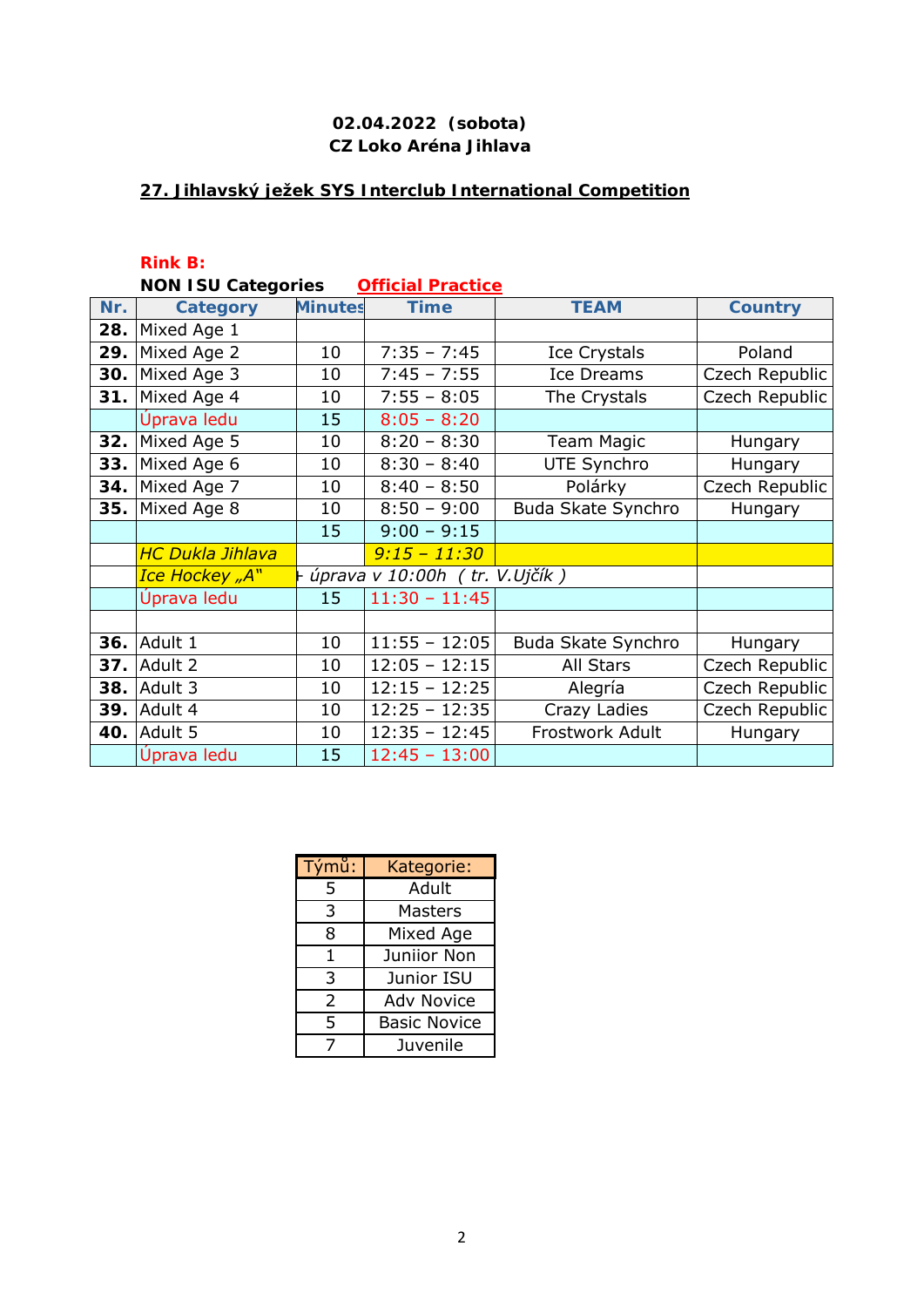**02.04.2022 (sobota)**
**CZ Loko Aréna Jihlava**

**27. Jihlavský ježek SYS Interclub International Competition**

**Rink B:**

**NON ISU Categories** **Official Practice**

| Nr. | Category | Minutes | Time | TEAM | Country |
|---|---|---|---|---|---|
| **28.** | Mixed Age 1 | | | | |
| **29.** | Mixed Age 2 | 10 | 7:35 – 7:45 | Ice Crystals | Poland |
| **30.** | Mixed Age 3 | 10 | 7:45 – 7:55 | Ice Dreams | Czech Republic |
| **31.** | Mixed Age 4 | 10 | 7:55 – 8:05 | The Crystals | Czech Republic |
| | Úprava ledu | 15 | 8:05 – 8:20 | | |
| **32.** | Mixed Age 5 | 10 | 8:20 – 8:30 | Team Magic | Hungary |
| **33.** | Mixed Age 6 | 10 | 8:30 – 8:40 | UTE Synchro | Hungary |
| **34.** | Mixed Age 7 | 10 | 8:40 – 8:50 | Polárky | Czech Republic |
| **35.** | Mixed Age 8 | 10 | 8:50 – 9:00 | Buda Skate Synchro | Hungary |
| | | 15 | 9:00 – 9:15 | | |
| | *HC Dukla Jihlava* | | *9:15 – 11:30* | | |
| | *Ice Hockey „A"* | *+ úprava v 10:00h ( tr. V.Ujčík )* | | | |
| | Úprava ledu | 15 | 11:30 – 11:45 | | |
| | | | | | |
| **36.** | Adult 1 | 10 | 11:55 – 12:05 | Buda Skate Synchro | Hungary |
| **37.** | Adult 2 | 10 | 12:05 – 12:15 | All Stars | Czech Republic |
| **38.** | Adult 3 | 10 | 12:15 – 12:25 | Alegría | Czech Republic |
| **39.** | Adult 4 | 10 | 12:25 – 12:35 | Crazy Ladies | Czech Republic |
| **40.** | Adult 5 | 10 | 12:35 – 12:45 | Frostwork Adult | Hungary |
| | Úprava ledu | 15 | 12:45 – 13:00 | | |

| Týmů: | Kategorie: |
|---|---|
| 5 | Adult |
| 3 | Masters |
| 8 | Mixed Age |
| 1 | Juniior Non |
| 3 | Junior ISU |
| 2 | Adv Novice |
| 5 | Basic Novice |
| 7 | Juvenile |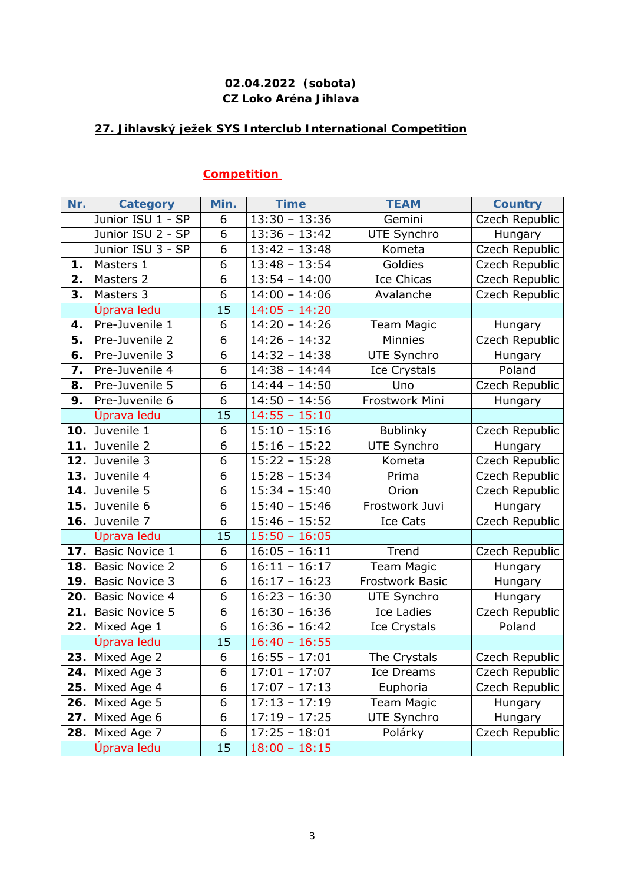**02.04.2022 (sobota)**
**CZ Loko Aréna Jihlava**

**27. Jihlavský ježek SYS Interclub International Competition**

**Competition**

| Nr. | Category | Min. | Time | TEAM | Country |
|---|---|---|---|---|---|
| | Junior ISU 1 - SP | 6 | 13:30 – 13:36 | Gemini | Czech Republic |
| | Junior ISU 2 - SP | 6 | 13:36 – 13:42 | UTE Synchro | Hungary |
| | Junior ISU 3 - SP | 6 | 13:42 – 13:48 | Kometa | Czech Republic |
| **1.** | Masters 1 | 6 | 13:48 – 13:54 | Goldies | Czech Republic |
| **2.** | Masters 2 | 6 | 13:54 – 14:00 | Ice Chicas | Czech Republic |
| **3.** | Masters 3 | 6 | 14:00 – 14:06 | Avalanche | Czech Republic |
| | Úprava ledu | 15 | 14:05 – 14:20 | | |
| **4.** | Pre-Juvenile 1 | 6 | 14:20 – 14:26 | Team Magic | Hungary |
| **5.** | Pre-Juvenile 2 | 6 | 14:26 – 14:32 | Minnies | Czech Republic |
| **6.** | Pre-Juvenile 3 | 6 | 14:32 – 14:38 | UTE Synchro | Hungary |
| **7.** | Pre-Juvenile 4 | 6 | 14:38 – 14:44 | Ice Crystals | Poland |
| **8.** | Pre-Juvenile 5 | 6 | 14:44 – 14:50 | Uno | Czech Republic |
| **9.** | Pre-Juvenile 6 | 6 | 14:50 – 14:56 | Frostwork Mini | Hungary |
| | Úprava ledu | 15 | 14:55 – 15:10 | | |
| **10.** | Juvenile 1 | 6 | 15:10 – 15:16 | Bublinky | Czech Republic |
| **11.** | Juvenile 2 | 6 | 15:16 – 15:22 | UTE Synchro | Hungary |
| **12.** | Juvenile 3 | 6 | 15:22 – 15:28 | Kometa | Czech Republic |
| **13.** | Juvenile 4 | 6 | 15:28 – 15:34 | Prima | Czech Republic |
| **14.** | Juvenile 5 | 6 | 15:34 – 15:40 | Orion | Czech Republic |
| **15.** | Juvenile 6 | 6 | 15:40 – 15:46 | Frostwork Juvi | Hungary |
| **16.** | Juvenile 7 | 6 | 15:46 – 15:52 | Ice Cats | Czech Republic |
| | Úprava ledu | 15 | 15:50 – 16:05 | | |
| **17.** | Basic Novice 1 | 6 | 16:05 – 16:11 | Trend | Czech Republic |
| **18.** | Basic Novice 2 | 6 | 16:11 – 16:17 | Team Magic | Hungary |
| **19.** | Basic Novice 3 | 6 | 16:17 – 16:23 | Frostwork Basic | Hungary |
| **20.** | Basic Novice 4 | 6 | 16:23 – 16:30 | UTE Synchro | Hungary |
| **21.** | Basic Novice 5 | 6 | 16:30 – 16:36 | Ice Ladies | Czech Republic |
| **22.** | Mixed Age 1 | 6 | 16:36 – 16:42 | Ice Crystals | Poland |
| | Úprava ledu | 15 | 16:40 – 16:55 | | |
| **23.** | Mixed Age 2 | 6 | 16:55 – 17:01 | The Crystals | Czech Republic |
| **24.** | Mixed Age 3 | 6 | 17:01 – 17:07 | Ice Dreams | Czech Republic |
| **25.** | Mixed Age 4 | 6 | 17:07 – 17:13 | Euphoria | Czech Republic |
| **26.** | Mixed Age 5 | 6 | 17:13 – 17:19 | Team Magic | Hungary |
| **27.** | Mixed Age 6 | 6 | 17:19 – 17:25 | UTE Synchro | Hungary |
| **28.** | Mixed Age 7 | 6 | 17:25 – 18:01 | Polárky | Czech Republic |
| | Úprava ledu | 15 | 18:00 – 18:15 | | |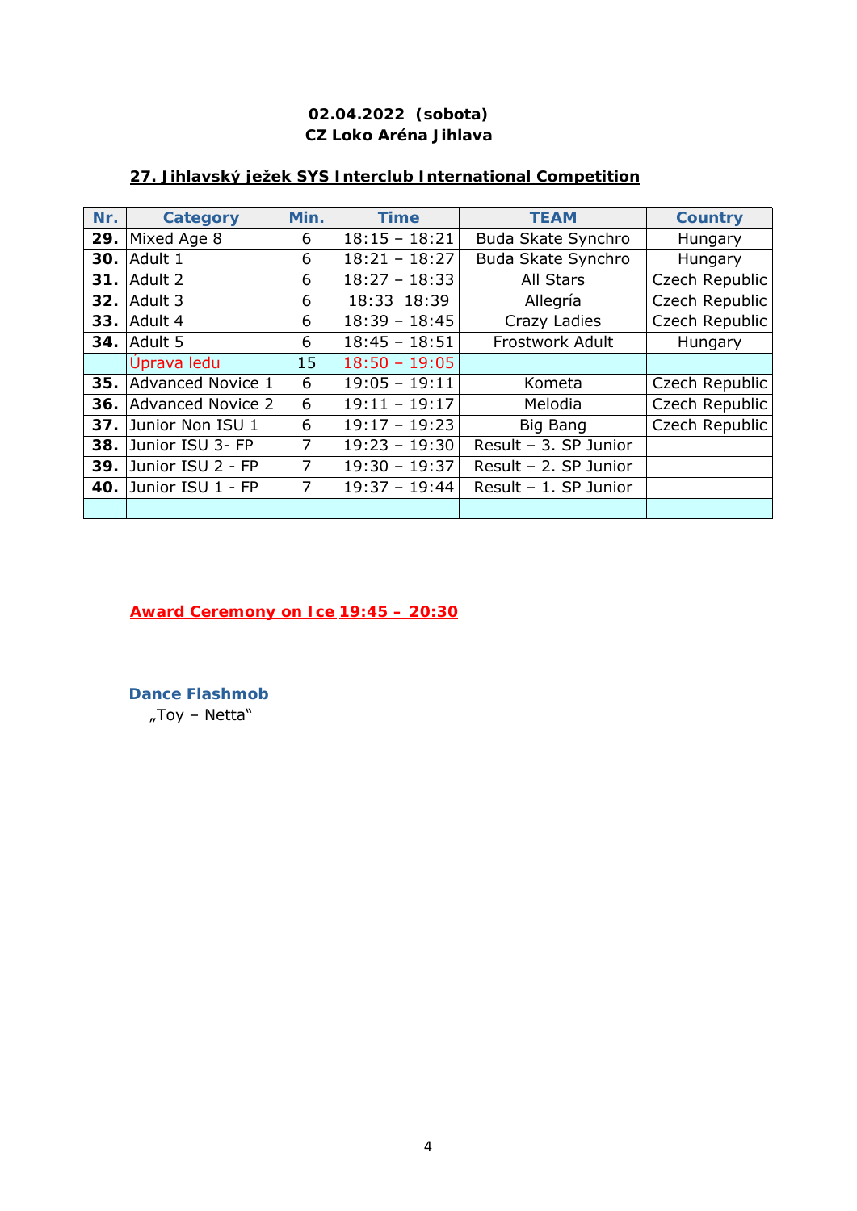**02.04.2022 (sobota)**
**CZ Loko Aréna Jihlava**

## 27. Jihlavský ježek SYS Interclub International Competition

| Nr. | Category | Min. | Time | TEAM | Country |
|---|---|---|---|---|---|
| **29.** | Mixed Age 8 | 6 | 18:15 – 18:21 | Buda Skate Synchro | Hungary |
| **30.** | Adult 1 | 6 | 18:21 – 18:27 | Buda Skate Synchro | Hungary |
| **31.** | Adult 2 | 6 | 18:27 – 18:33 | All Stars | Czech Republic |
| **32.** | Adult 3 | 6 | 18:33 18:39 | Allegría | Czech Republic |
| **33.** | Adult 4 | 6 | 18:39 – 18:45 | Crazy Ladies | Czech Republic |
| **34.** | Adult 5 | 6 | 18:45 – 18:51 | Frostwork Adult | Hungary |
| | Úprava ledu | 15 | 18:50 – 19:05 | | |
| **35.** | Advanced Novice 1 | 6 | 19:05 – 19:11 | Kometa | Czech Republic |
| **36.** | Advanced Novice 2 | 6 | 19:11 – 19:17 | Melodia | Czech Republic |
| **37.** | Junior Non ISU 1 | 6 | 19:17 – 19:23 | Big Bang | Czech Republic |
| **38.** | Junior ISU 3- FP | 7 | 19:23 – 19:30 | Result – 3. SP Junior | |
| **39.** | Junior ISU 2 - FP | 7 | 19:30 – 19:37 | Result – 2. SP Junior | |
| **40.** | Junior ISU 1 - FP | 7 | 19:37 – 19:44 | Result – 1. SP Junior | |
| | | | | | |

**Award Ceremony on Ice 19:45 – 20:30**

**Dance Flashmob**

„Toy – Netta"